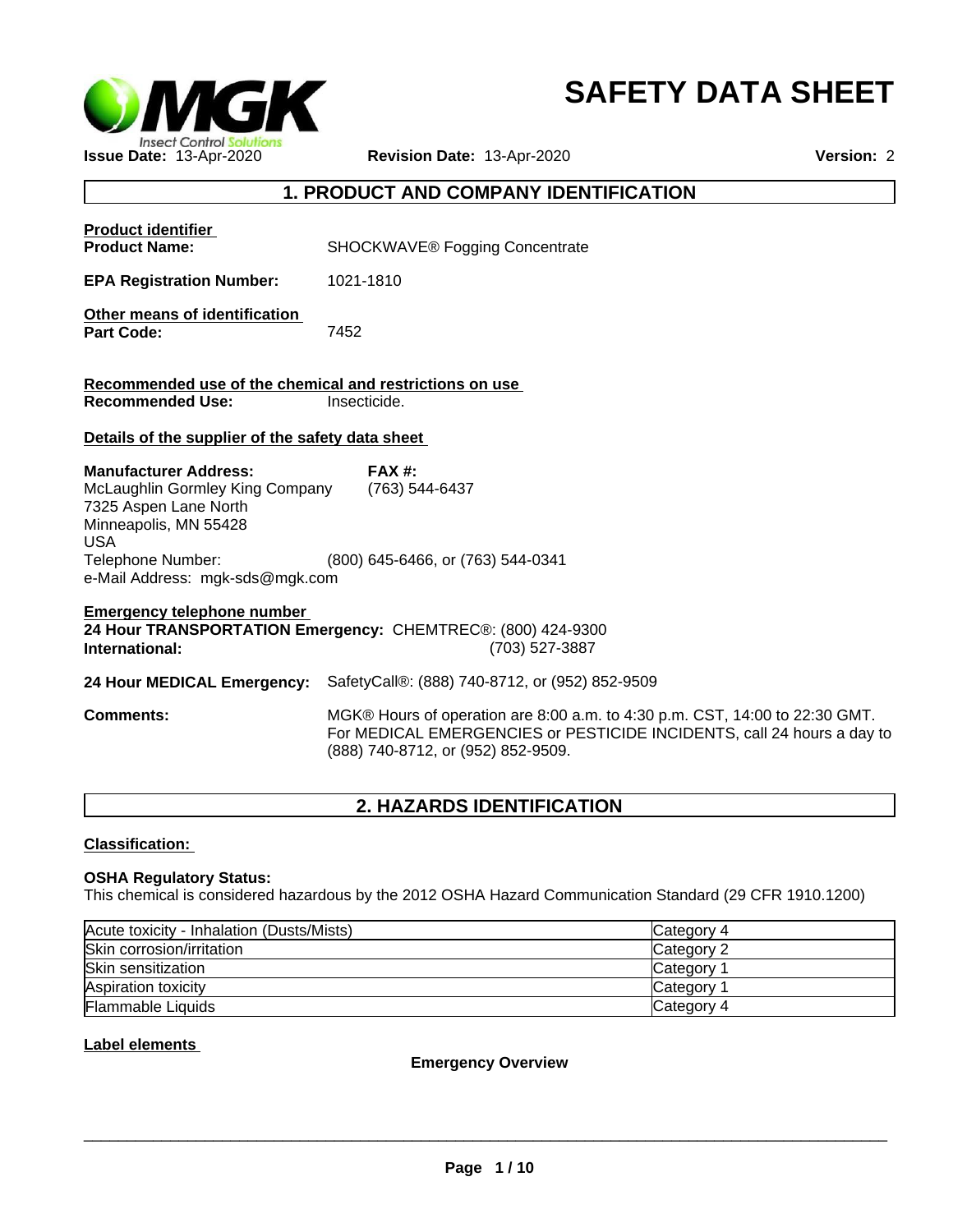# SAFETY DATA SHEET

**Issue Date:** 13-Apr-2020 **Revision Date:** 13-Apr-2020 **Version:** 2

## 1. PRODUCT AND COMPANY IDENTIFICATION

**Product identifier**

**Product Name:** SHOCKWAVE® Fogging Concentrate

**EPA Registration Number:** 1021-1810

**Other means of identification**

**Part Code:** 7452

**Recommended use of the chemical and restrictions on use**

**Recommended Use:** Insecticide.

**Details of the supplier of the safety data sheet**

**Manufacturer Address:**
McLaughlin Gormley King Company
7325 Aspen Lane North
Minneapolis, MN 55428
USA

**FAX #:** (763) 544-6437

Telephone Number: (800) 645-6466, or (763) 544-0341
e-Mail Address: mgk-sds@mgk.com

**Emergency telephone number**

**24 Hour TRANSPORTATION Emergency:** CHEMTREC®: (800) 424-9300
**International:** (703) 527-3887

**24 Hour MEDICAL Emergency:** SafetyCall®: (888) 740-8712, or (952) 852-9509

**Comments:** MGK® Hours of operation are 8:00 a.m. to 4:30 p.m. CST, 14:00 to 22:30 GMT. For MEDICAL EMERGENCIES or PESTICIDE INCIDENTS, call 24 hours a day to (888) 740-8712, or (952) 852-9509.

## 2. HAZARDS IDENTIFICATION

**Classification:**

**OSHA Regulatory Status:**
This chemical is considered hazardous by the 2012 OSHA Hazard Communication Standard (29 CFR 1910.1200)

| Hazard | Category |
|---|---|
| Acute toxicity - Inhalation (Dusts/Mists) | Category 4 |
| Skin corrosion/irritation | Category 2 |
| Skin sensitization | Category 1 |
| Aspiration toxicity | Category 1 |
| Flammable Liquids | Category 4 |

**Label elements**

**Emergency Overview**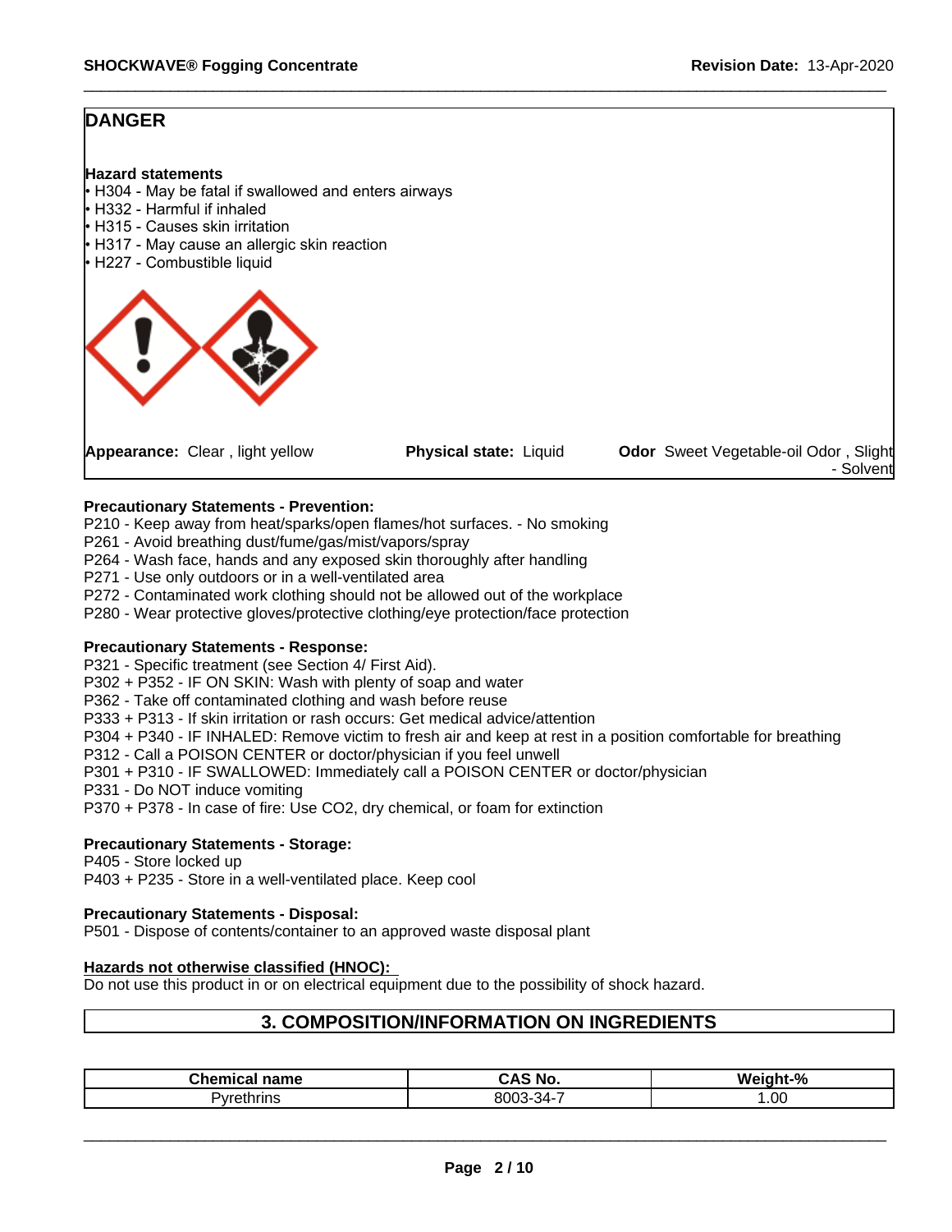**DANGER**

**Hazard statements**

- H304 - May be fatal if swallowed and enters airways
- H332 - Harmful if inhaled
- H315 - Causes skin irritation
- H317 - May cause an allergic skin reaction
- H227 - Combustible liquid

**Appearance:** Clear , light yellow **Physical state:** Liquid **Odor** Sweet Vegetable-oil Odor , Slight - Solvent

**Precautionary Statements - Prevention:**

P210 - Keep away from heat/sparks/open flames/hot surfaces. - No smoking
P261 - Avoid breathing dust/fume/gas/mist/vapors/spray
P264 - Wash face, hands and any exposed skin thoroughly after handling
P271 - Use only outdoors or in a well-ventilated area
P272 - Contaminated work clothing should not be allowed out of the workplace
P280 - Wear protective gloves/protective clothing/eye protection/face protection

**Precautionary Statements - Response:**

P321 - Specific treatment (see Section 4/ First Aid).
P302 + P352 - IF ON SKIN: Wash with plenty of soap and water
P362 - Take off contaminated clothing and wash before reuse
P333 + P313 - If skin irritation or rash occurs: Get medical advice/attention
P304 + P340 - IF INHALED: Remove victim to fresh air and keep at rest in a position comfortable for breathing
P312 - Call a POISON CENTER or doctor/physician if you feel unwell
P301 + P310 - IF SWALLOWED: Immediately call a POISON CENTER or doctor/physician
P331 - Do NOT induce vomiting
P370 + P378 - In case of fire: Use CO2, dry chemical, or foam for extinction

**Precautionary Statements - Storage:**

P405 - Store locked up
P403 + P235 - Store in a well-ventilated place. Keep cool

**Precautionary Statements - Disposal:**

P501 - Dispose of contents/container to an approved waste disposal plant

**Hazards not otherwise classified (HNOC):**

Do not use this product in or on electrical equipment due to the possibility of shock hazard.

## 3. COMPOSITION/INFORMATION ON INGREDIENTS

| Chemical name | CAS No. | Weight-% |
|---|---|---|
| Pyrethrins | 8003-34-7 | 1.00 |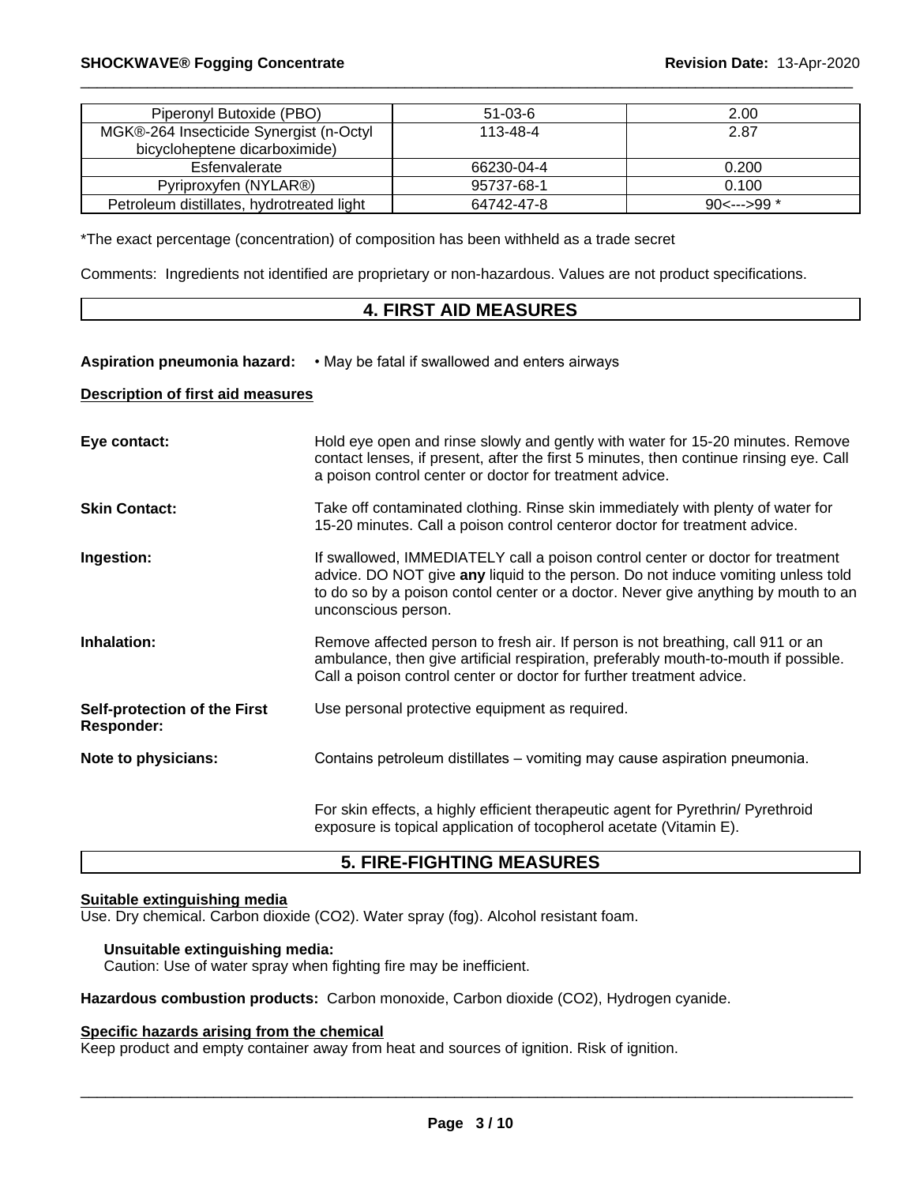| Piperonyl Butoxide (PBO) | 51-03-6 | 2.00 |
|---|---|---|
| MGK®-264 Insecticide Synergist (n-Octyl bicycloheptene dicarboximide) | 113-48-4 | 2.87 |
| Esfenvalerate | 66230-04-4 | 0.200 |
| Pyriproxyfen (NYLAR®) | 95737-68-1 | 0.100 |
| Petroleum distillates, hydrotreated light | 64742-47-8 | 90<--->99 * |

*The exact percentage (concentration) of composition has been withheld as a trade secret

Comments: Ingredients not identified are proprietary or non-hazardous. Values are not product specifications.

## 4. FIRST AID MEASURES

**Aspiration pneumonia hazard:** • May be fatal if swallowed and enters airways

**Description of first aid measures**

**Eye contact:** Hold eye open and rinse slowly and gently with water for 15-20 minutes. Remove contact lenses, if present, after the first 5 minutes, then continue rinsing eye. Call a poison control center or doctor for treatment advice.

**Skin Contact:** Take off contaminated clothing. Rinse skin immediately with plenty of water for 15-20 minutes. Call a poison control centeror doctor for treatment advice.

**Ingestion:** If swallowed, IMMEDIATELY call a poison control center or doctor for treatment advice. DO NOT give **any** liquid to the person. Do not induce vomiting unless told to do so by a poison contol center or a doctor. Never give anything by mouth to an unconscious person.

**Inhalation:** Remove affected person to fresh air. If person is not breathing, call 911 or an ambulance, then give artificial respiration, preferably mouth-to-mouth if possible. Call a poison control center or doctor for further treatment advice.

**Self-protection of the First Responder:** Use personal protective equipment as required.

**Note to physicians:** Contains petroleum distillates – vomiting may cause aspiration pneumonia.

For skin effects, a highly efficient therapeutic agent for Pyrethrin/ Pyrethroid exposure is topical application of tocopherol acetate (Vitamin E).

## 5. FIRE-FIGHTING MEASURES

**Suitable extinguishing media**

Use. Dry chemical. Carbon dioxide ($CO_2$). Water spray (fog). Alcohol resistant foam.

**Unsuitable extinguishing media:**

Caution: Use of water spray when fighting fire may be inefficient.

**Hazardous combustion products:** Carbon monoxide, Carbon dioxide ($CO_2$), Hydrogen cyanide.

**Specific hazards arising from the chemical**

Keep product and empty container away from heat and sources of ignition. Risk of ignition.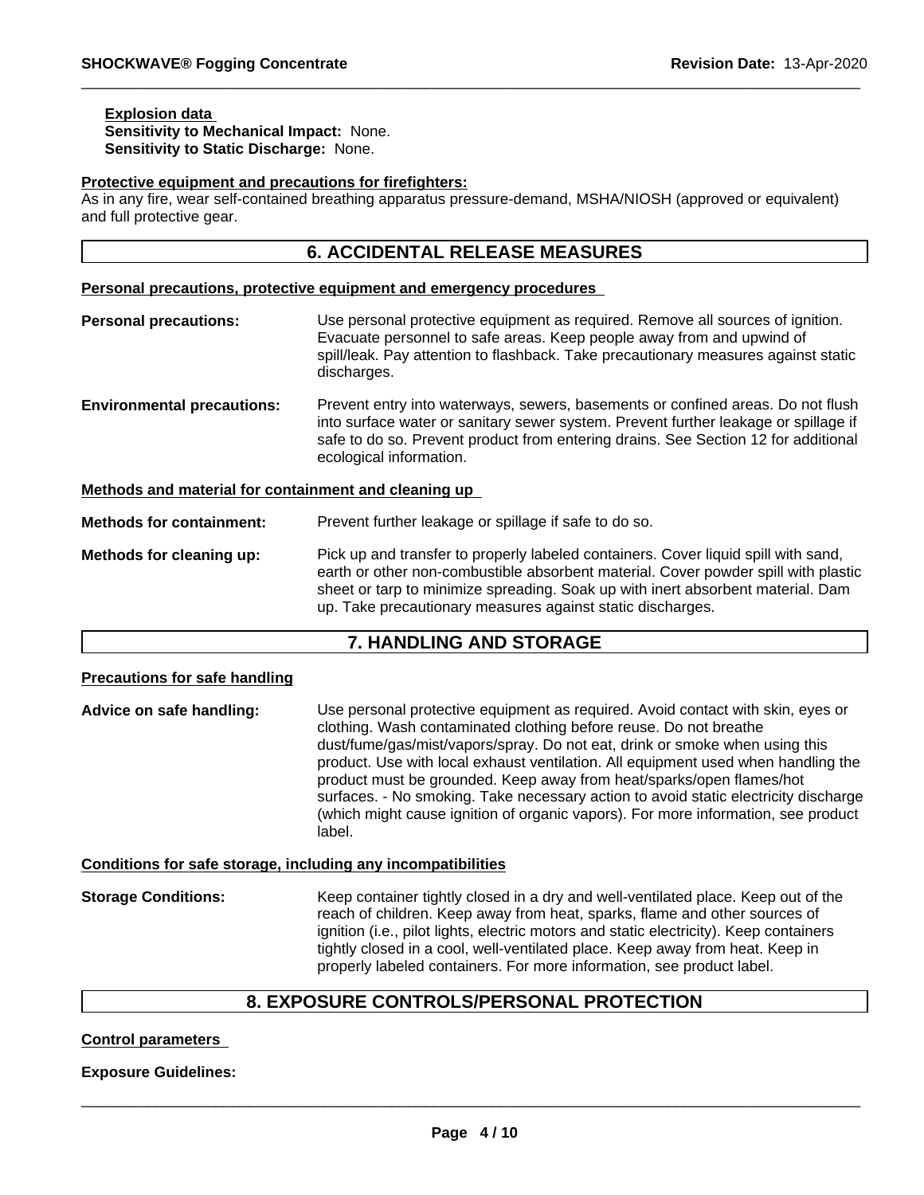**Explosion data**

**Sensitivity to Mechanical Impact:** None.
**Sensitivity to Static Discharge:** None.

**Protective equipment and precautions for firefighters:**

As in any fire, wear self-contained breathing apparatus pressure-demand, MSHA/NIOSH (approved or equivalent) and full protective gear.

## 6. ACCIDENTAL RELEASE MEASURES

**Personal precautions, protective equipment and emergency procedures**

**Personal precautions:** Use personal protective equipment as required. Remove all sources of ignition. Evacuate personnel to safe areas. Keep people away from and upwind of spill/leak. Pay attention to flashback. Take precautionary measures against static discharges.

**Environmental precautions:** Prevent entry into waterways, sewers, basements or confined areas. Do not flush into surface water or sanitary sewer system. Prevent further leakage or spillage if safe to do so. Prevent product from entering drains. See Section 12 for additional ecological information.

**Methods and material for containment and cleaning up**

**Methods for containment:** Prevent further leakage or spillage if safe to do so.

**Methods for cleaning up:** Pick up and transfer to properly labeled containers. Cover liquid spill with sand, earth or other non-combustible absorbent material. Cover powder spill with plastic sheet or tarp to minimize spreading. Soak up with inert absorbent material. Dam up. Take precautionary measures against static discharges.

## 7. HANDLING AND STORAGE

**Precautions for safe handling**

**Advice on safe handling:** Use personal protective equipment as required. Avoid contact with skin, eyes or clothing. Wash contaminated clothing before reuse. Do not breathe dust/fume/gas/mist/vapors/spray. Do not eat, drink or smoke when using this product. Use with local exhaust ventilation. All equipment used when handling the product must be grounded. Keep away from heat/sparks/open flames/hot surfaces. - No smoking. Take necessary action to avoid static electricity discharge (which might cause ignition of organic vapors). For more information, see product label.

**Conditions for safe storage, including any incompatibilities**

**Storage Conditions:** Keep container tightly closed in a dry and well-ventilated place. Keep out of the reach of children. Keep away from heat, sparks, flame and other sources of ignition (i.e., pilot lights, electric motors and static electricity). Keep containers tightly closed in a cool, well-ventilated place. Keep away from heat. Keep in properly labeled containers. For more information, see product label.

## 8. EXPOSURE CONTROLS/PERSONAL PROTECTION

**Control parameters**

**Exposure Guidelines:**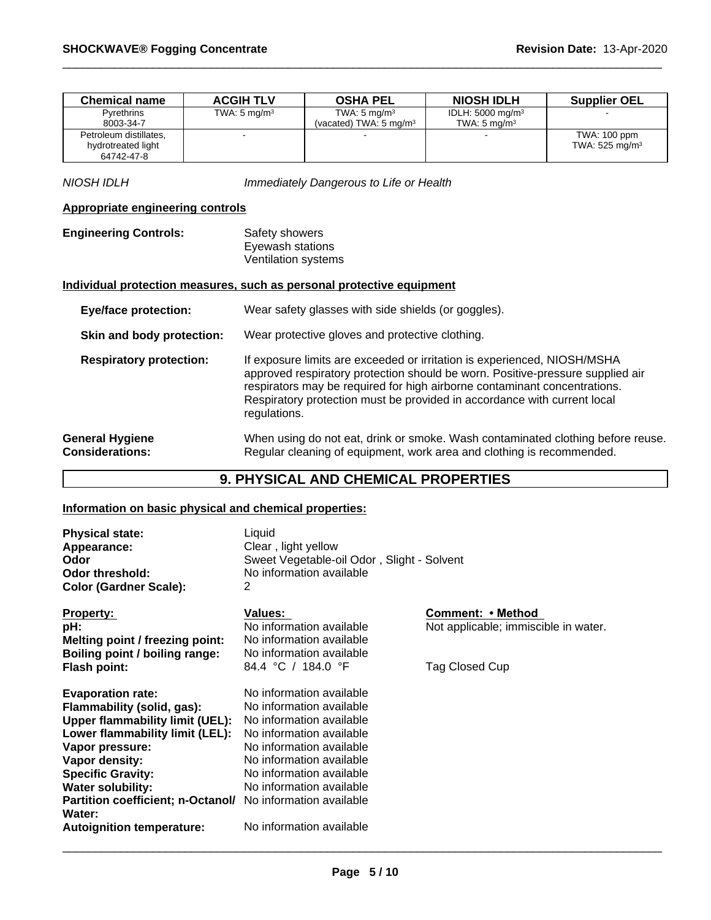| Chemical name | ACGIH TLV | OSHA PEL | NIOSH IDLH | Supplier OEL |
|---|---|---|---|---|
| Pyrethrins<br>8003-34-7 | TWA: 5 mg/m³ | TWA: 5 mg/m³<br>(vacated) TWA: 5 mg/m³ | IDLH: 5000 mg/m³<br>TWA: 5 mg/m³ | - |
| Petroleum distillates, hydrotreated light<br>64742-47-8 | - | - | - | TWA: 100 ppm<br>TWA: 525 mg/m³ |

*NIOSH IDLH* *Immediately Dangerous to Life or Health*

**Appropriate engineering controls**

**Engineering Controls:** Safety showers
Eyewash stations
Ventilation systems

**Individual protection measures, such as personal protective equipment**

**Eye/face protection:** Wear safety glasses with side shields (or goggles).

**Skin and body protection:** Wear protective gloves and protective clothing.

**Respiratory protection:** If exposure limits are exceeded or irritation is experienced, NIOSH/MSHA approved respiratory protection should be worn. Positive-pressure supplied air respirators may be required for high airborne contaminant concentrations. Respiratory protection must be provided in accordance with current local regulations.

**General Hygiene Considerations:** When using do not eat, drink or smoke. Wash contaminated clothing before reuse. Regular cleaning of equipment, work area and clothing is recommended.

# 9. PHYSICAL AND CHEMICAL PROPERTIES

**Information on basic physical and chemical properties:**

**Physical state:** Liquid
**Appearance:** Clear , light yellow
**Odor** Sweet Vegetable-oil Odor , Slight - Solvent
**Odor threshold:** No information available
**Color (Gardner Scale):** 2

| Property: | Values: | Comment: • Method |
|---|---|---|
| **pH:** | No information available | Not applicable; immiscible in water. |
| **Melting point / freezing point:** | No information available | |
| **Boiling point / boiling range:** | No information available | |
| **Flash point:** | 84.4 °C / 184.0 °F | Tag Closed Cup |
| **Evaporation rate:** | No information available | |
| **Flammability (solid, gas):** | No information available | |
| **Upper flammability limit (UEL):** | No information available | |
| **Lower flammability limit (LEL):** | No information available | |
| **Vapor pressure:** | No information available | |
| **Vapor density:** | No information available | |
| **Specific Gravity:** | No information available | |
| **Water solubility:** | No information available | |
| **Partition coefficient; n-Octanol/ Water:** | No information available | |
| **Autoignition temperature:** | No information available | |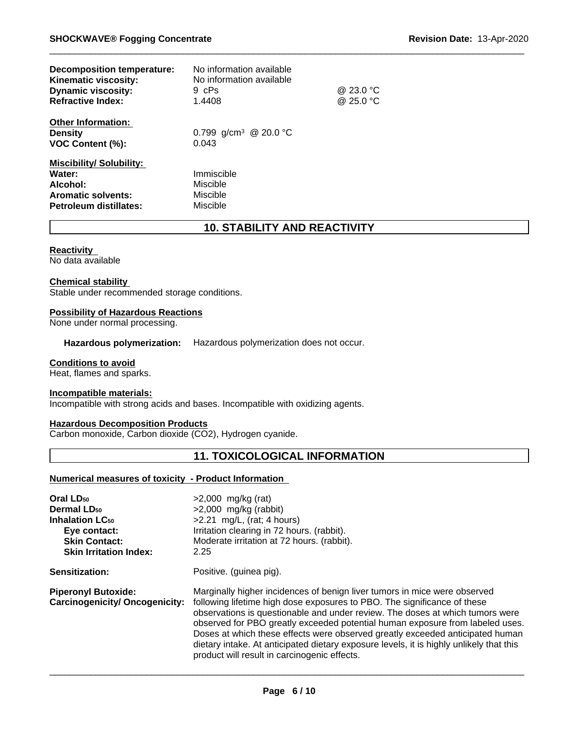| | | |
|---|---|---|
| **Decomposition temperature:** | No information available | |
| **Kinematic viscosity:** | No information available | |
| **Dynamic viscosity:** | 9 cPs | @ 23.0 °C |
| **Refractive Index:** | 1.4408 | @ 25.0 °C |

**Other Information:**

| | |
|---|---|
| **Density** | 0.799 g/cm$^3$ @ 20.0 °C |
| **VOC Content (%):** | 0.043 |

**Miscibility/ Solubility:**

| | |
|---|---|
| **Water:** | Immiscible |
| **Alcohol:** | Miscible |
| **Aromatic solvents:** | Miscible |
| **Petroleum distillates:** | Miscible |

## 10. STABILITY AND REACTIVITY

**Reactivity**

No data available

**Chemical stability**

Stable under recommended storage conditions.

**Possibility of Hazardous Reactions**

None under normal processing.

**Hazardous polymerization:** Hazardous polymerization does not occur.

**Conditions to avoid**

Heat, flames and sparks.

**Incompatible materials:**

Incompatible with strong acids and bases. Incompatible with oxidizing agents.

**Hazardous Decomposition Products**

Carbon monoxide, Carbon dioxide ($CO_2$), Hydrogen cyanide.

## 11. TOXICOLOGICAL INFORMATION

**Numerical measures of toxicity - Product Information**

| | |
|---|---|
| **Oral $LD_{50}$** | >2,000 mg/kg (rat) |
| **Dermal $LD_{50}$** | >2,000 mg/kg (rabbit) |
| **Inhalation $LC_{50}$** | >2.21 mg/L, (rat; 4 hours) |
| **Eye contact:** | Irritation clearing in 72 hours. (rabbit). |
| **Skin Contact:** | Moderate irritation at 72 hours. (rabbit). |
| **Skin Irritation Index:** | 2.25 |
| **Sensitization:** | Positive. (guinea pig). |
| **Piperonyl Butoxide: Carcinogenicity/ Oncogenicity:** | Marginally higher incidences of benign liver tumors in mice were observed following lifetime high dose exposures to PBO. The significance of these observations is questionable and under review. The doses at which tumors were observed for PBO greatly exceeded potential human exposure from labeled uses. Doses at which these effects were observed greatly exceeded anticipated human dietary intake. At anticipated dietary exposure levels, it is highly unlikely that this product will result in carcinogenic effects. |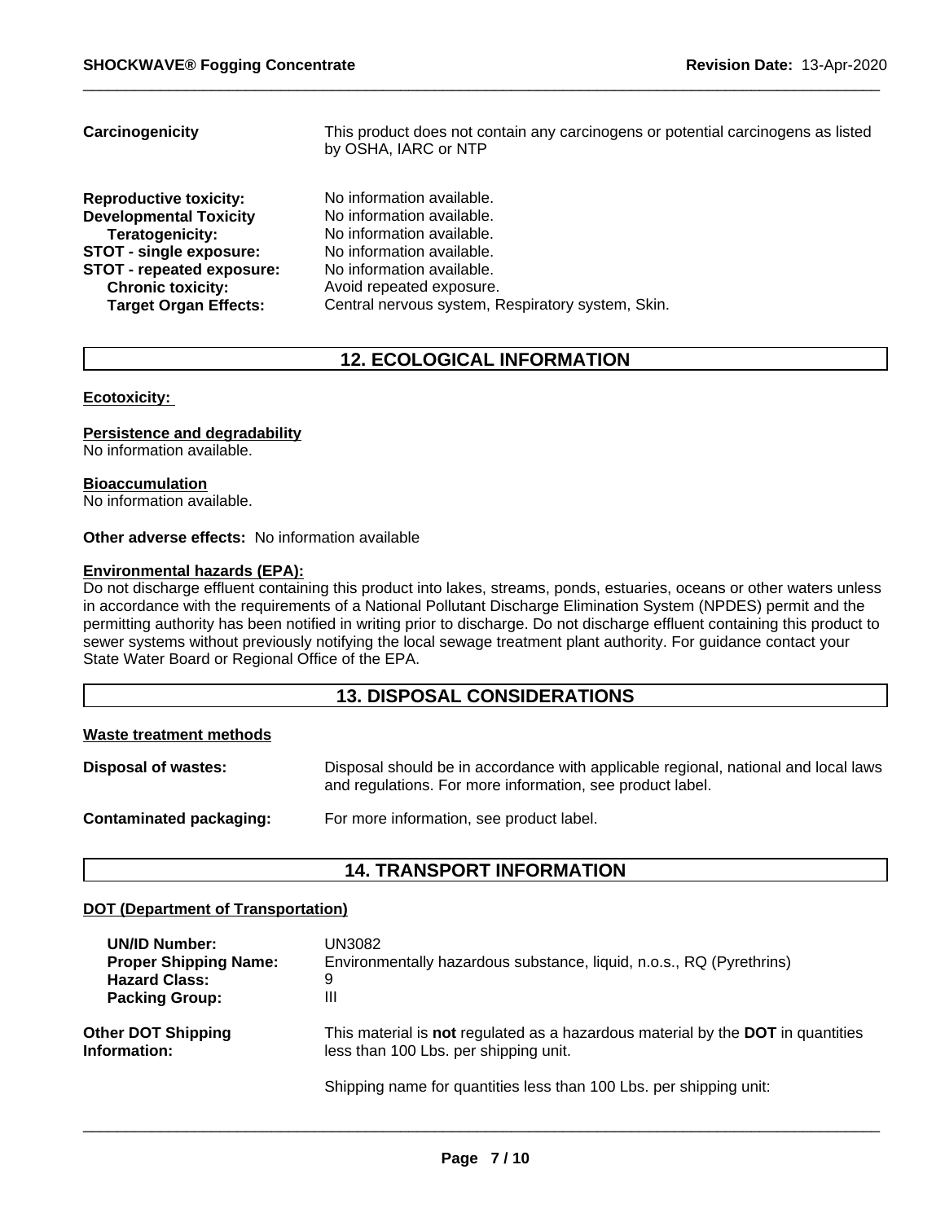**Carcinogenicity** This product does not contain any carcinogens or potential carcinogens as listed by OSHA, IARC or NTP

**Reproductive toxicity:** No information available.
**Developmental Toxicity** No information available.
**Teratogenicity:** No information available.
**STOT - single exposure:** No information available.
**STOT - repeated exposure:** No information available.
**Chronic toxicity:** Avoid repeated exposure.
**Target Organ Effects:** Central nervous system, Respiratory system, Skin.

## 12. ECOLOGICAL INFORMATION

**Ecotoxicity:**

**Persistence and degradability**
No information available.

**Bioaccumulation**
No information available.

**Other adverse effects:** No information available

**Environmental hazards (EPA):**
Do not discharge effluent containing this product into lakes, streams, ponds, estuaries, oceans or other waters unless in accordance with the requirements of a National Pollutant Discharge Elimination System (NPDES) permit and the permitting authority has been notified in writing prior to discharge. Do not discharge effluent containing this product to sewer systems without previously notifying the local sewage treatment plant authority. For guidance contact your State Water Board or Regional Office of the EPA.

## 13. DISPOSAL CONSIDERATIONS

**Waste treatment methods**

**Disposal of wastes:** Disposal should be in accordance with applicable regional, national and local laws and regulations. For more information, see product label.

**Contaminated packaging:** For more information, see product label.

## 14. TRANSPORT INFORMATION

**DOT (Department of Transportation)**

**UN/ID Number:** UN3082
**Proper Shipping Name:** Environmentally hazardous substance, liquid, n.o.s., RQ (Pyrethrins)
**Hazard Class:** 9
**Packing Group:** III

**Other DOT Shipping Information:** This material is **not** regulated as a hazardous material by the **DOT** in quantities less than 100 Lbs. per shipping unit.

Shipping name for quantities less than 100 Lbs. per shipping unit: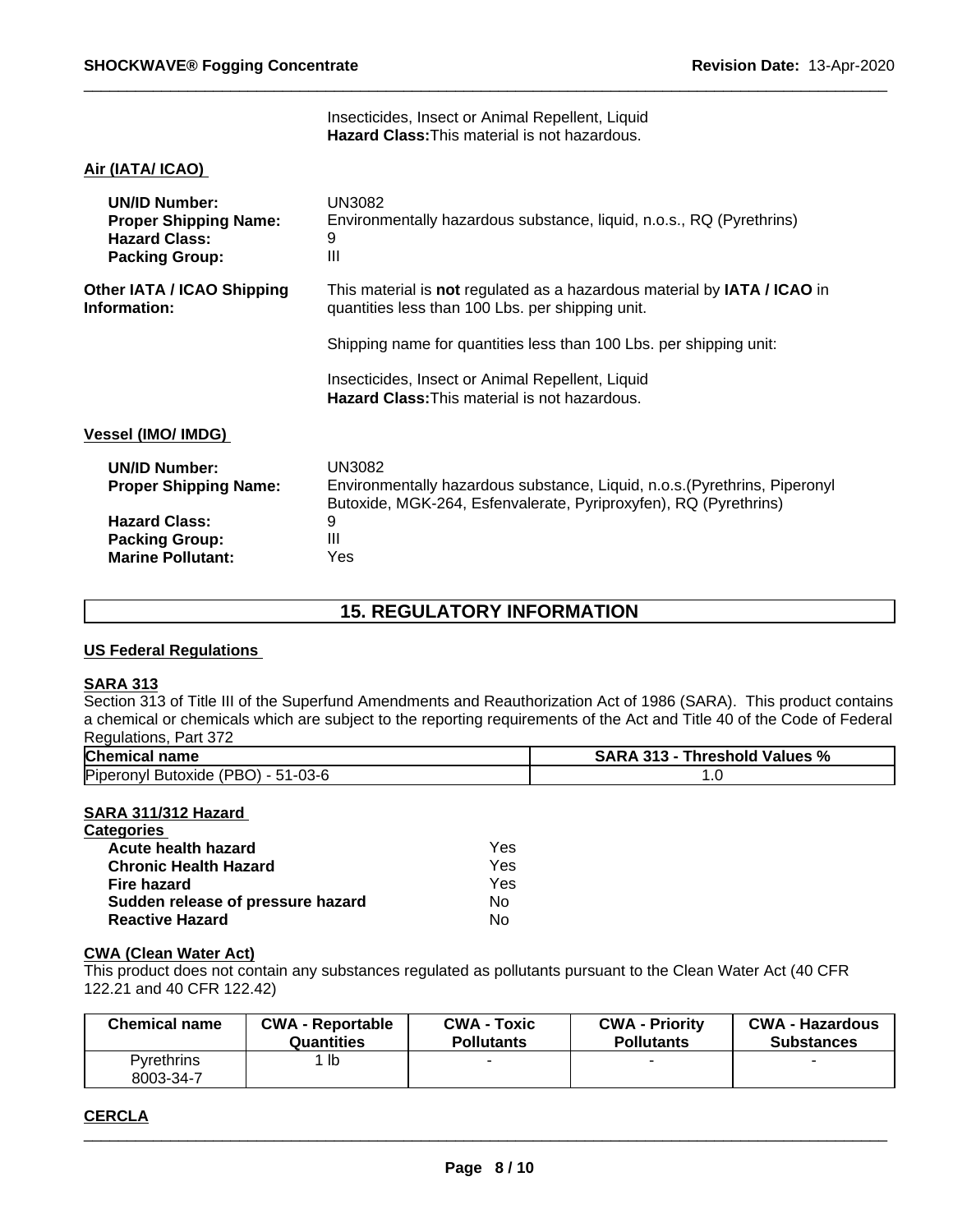Insecticides, Insect or Animal Repellent, Liquid
**Hazard Class:** This material is not hazardous.

**Air (IATA/ ICAO)**

**UN/ID Number:** UN3082
**Proper Shipping Name:** Environmentally hazardous substance, liquid, n.o.s., RQ (Pyrethrins)
**Hazard Class:** 9
**Packing Group:** III

**Other IATA / ICAO Shipping Information:** This material is **not** regulated as a hazardous material by **IATA / ICAO** in quantities less than 100 Lbs. per shipping unit.

Shipping name for quantities less than 100 Lbs. per shipping unit:

Insecticides, Insect or Animal Repellent, Liquid
**Hazard Class:** This material is not hazardous.

**Vessel (IMO/ IMDG)**

**UN/ID Number:** UN3082
**Proper Shipping Name:** Environmentally hazardous substance, Liquid, n.o.s.(Pyrethrins, Piperonyl Butoxide, MGK-264, Esfenvalerate, Pyriproxyfen), RQ (Pyrethrins)
**Hazard Class:** 9
**Packing Group:** III
**Marine Pollutant:** Yes

## 15. REGULATORY INFORMATION

**US Federal Regulations**

**SARA 313**

Section 313 of Title III of the Superfund Amendments and Reauthorization Act of 1986 (SARA). This product contains a chemical or chemicals which are subject to the reporting requirements of the Act and Title 40 of the Code of Federal Regulations, Part 372

| Chemical name | SARA 313 - Threshold Values % |
|---|---|
| Piperonyl Butoxide (PBO) - 51-03-6 | 1.0 |

**SARA 311/312 Hazard Categories**

| | |
|---|---|
| **Acute health hazard** | Yes |
| **Chronic Health Hazard** | Yes |
| **Fire hazard** | Yes |
| **Sudden release of pressure hazard** | No |
| **Reactive Hazard** | No |

**CWA (Clean Water Act)**

This product does not contain any substances regulated as pollutants pursuant to the Clean Water Act (40 CFR 122.21 and 40 CFR 122.42)

| Chemical name | CWA - Reportable Quantities | CWA - Toxic Pollutants | CWA - Priority Pollutants | CWA - Hazardous Substances |
|---|---|---|---|---|
| Pyrethrins 8003-34-7 | 1 lb | - | - | - |

**CERCLA**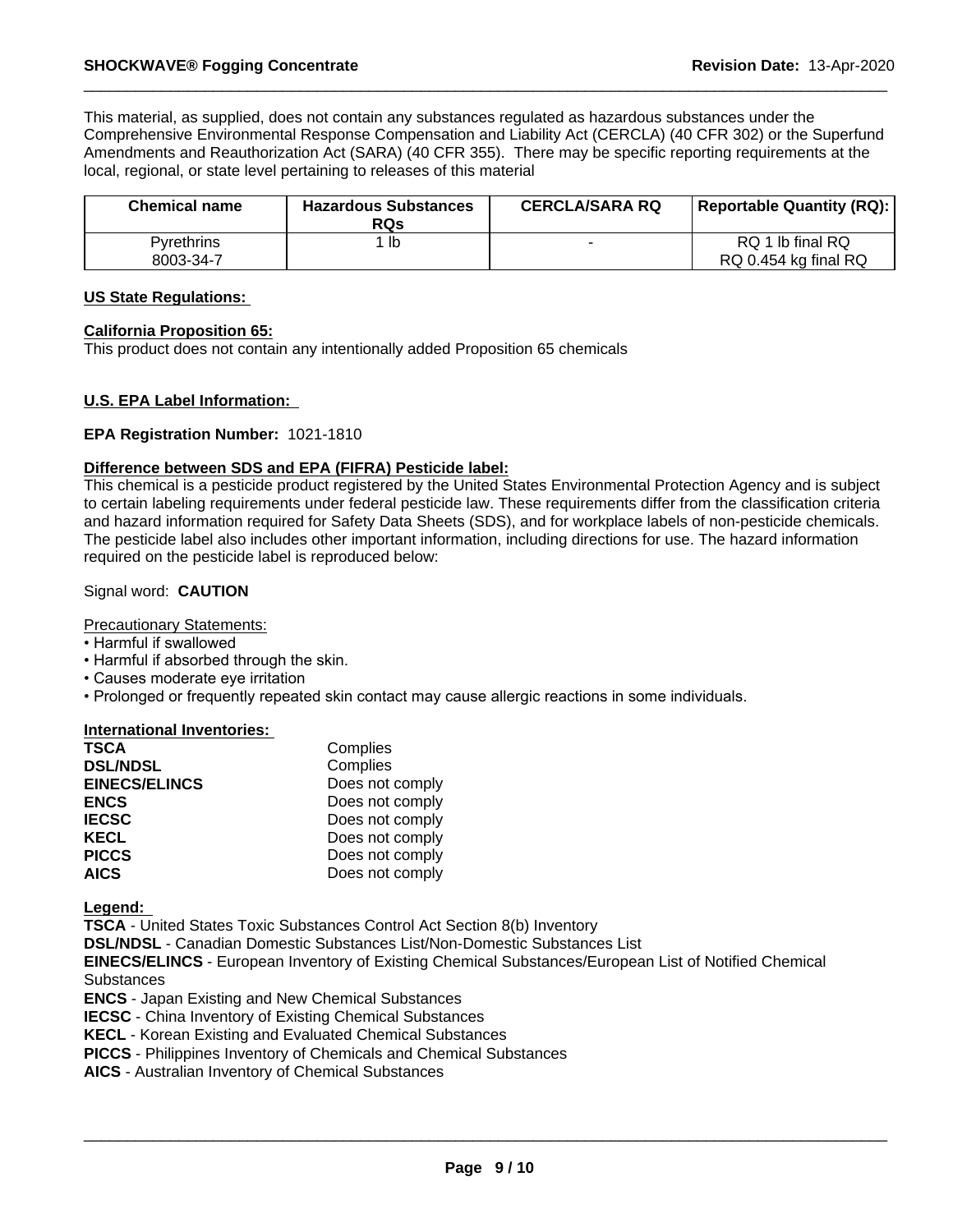This material, as supplied, does not contain any substances regulated as hazardous substances under the Comprehensive Environmental Response Compensation and Liability Act (CERCLA) (40 CFR 302) or the Superfund Amendments and Reauthorization Act (SARA) (40 CFR 355). There may be specific reporting requirements at the local, regional, or state level pertaining to releases of this material

| Chemical name | Hazardous Substances RQs | CERCLA/SARA RQ | Reportable Quantity (RQ): |
|---|---|---|---|
| Pyrethrins<br>8003-34-7 | 1 lb | - | RQ 1 lb final RQ<br>RQ 0.454 kg final RQ |

**US State Regulations:**

**California Proposition 65:**

This product does not contain any intentionally added Proposition 65 chemicals

**U.S. EPA Label Information:**

**EPA Registration Number:** 1021-1810

**Difference between SDS and EPA (FIFRA) Pesticide label:**

This chemical is a pesticide product registered by the United States Environmental Protection Agency and is subject to certain labeling requirements under federal pesticide law. These requirements differ from the classification criteria and hazard information required for Safety Data Sheets (SDS), and for workplace labels of non-pesticide chemicals. The pesticide label also includes other important information, including directions for use. The hazard information required on the pesticide label is reproduced below:

Signal word: **CAUTION**

Precautionary Statements:

- Harmful if swallowed
- Harmful if absorbed through the skin.
- Causes moderate eye irritation
- Prolonged or frequently repeated skin contact may cause allergic reactions in some individuals.

**International Inventories:**

| | |
|---|---|
| **TSCA** | Complies |
| **DSL/NDSL** | Complies |
| **EINECS/ELINCS** | Does not comply |
| **ENCS** | Does not comply |
| **IECSC** | Does not comply |
| **KECL** | Does not comply |
| **PICCS** | Does not comply |
| **AICS** | Does not comply |

**Legend:**

**TSCA** - United States Toxic Substances Control Act Section 8(b) Inventory
**DSL/NDSL** - Canadian Domestic Substances List/Non-Domestic Substances List
**EINECS/ELINCS** - European Inventory of Existing Chemical Substances/European List of Notified Chemical Substances
**ENCS** - Japan Existing and New Chemical Substances
**IECSC** - China Inventory of Existing Chemical Substances
**KECL** - Korean Existing and Evaluated Chemical Substances
**PICCS** - Philippines Inventory of Chemicals and Chemical Substances
**AICS** - Australian Inventory of Chemical Substances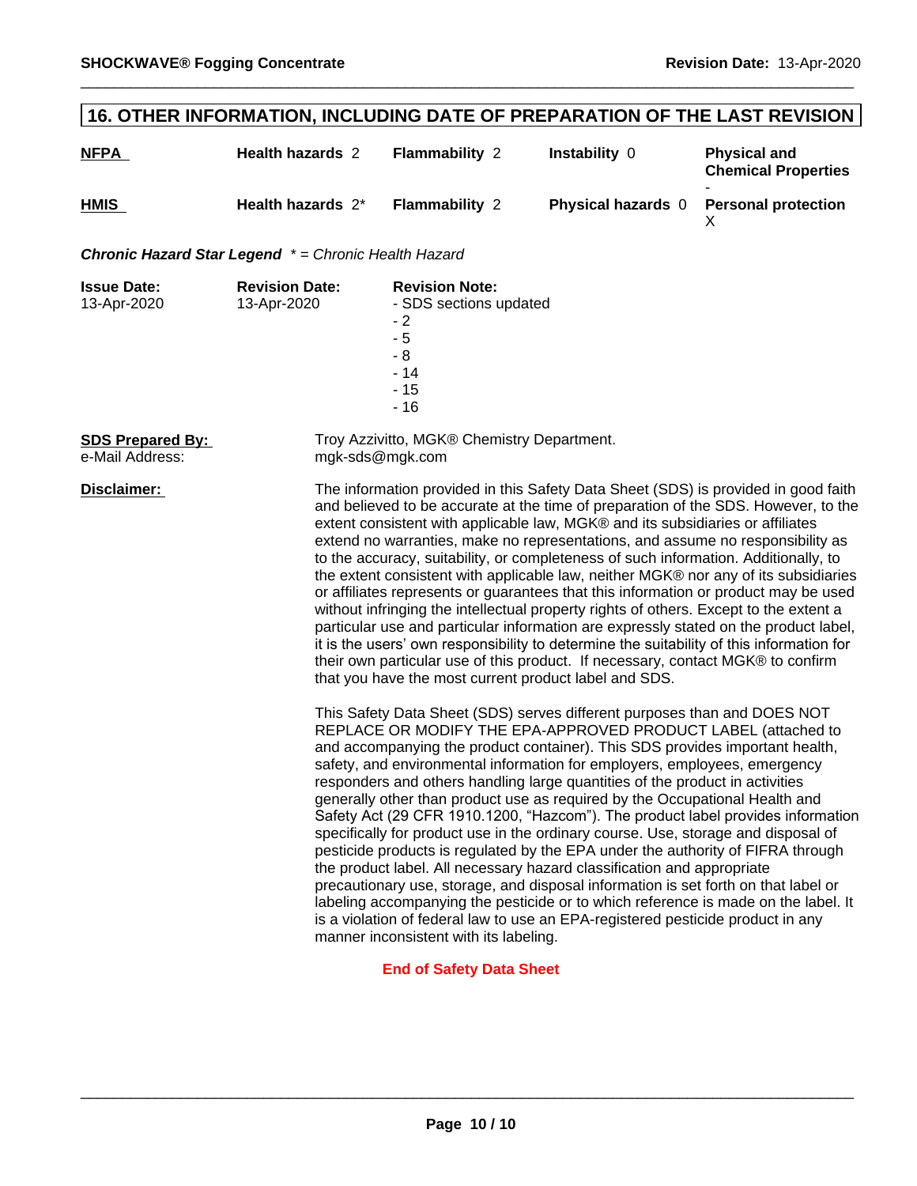## 16. OTHER INFORMATION, INCLUDING DATE OF PREPARATION OF THE LAST REVISION

| | | | | |
|---|---|---|---|---|
| **NFPA** | **Health hazards** 2 | **Flammability** 2 | **Instability** 0 | **Physical and Chemical Properties** - |
| **HMIS** | **Health hazards** 2* | **Flammability** 2 | **Physical hazards** 0 | **Personal protection** X |

***Chronic Hazard Star Legend*** *\* = Chronic Health Hazard*

| **Issue Date:** | **Revision Date:** | **Revision Note:** |
|---|---|---|
| 13-Apr-2020 | 13-Apr-2020 | - SDS sections updated<br>- 2<br>- 5<br>- 8<br>- 14<br>- 15<br>- 16 |

**SDS Prepared By:** Troy Azzivitto, MGK® Chemistry Department.
e-Mail Address: mgk-sds@mgk.com

**Disclaimer:**

The information provided in this Safety Data Sheet (SDS) is provided in good faith and believed to be accurate at the time of preparation of the SDS. However, to the extent consistent with applicable law, MGK® and its subsidiaries or affiliates extend no warranties, make no representations, and assume no responsibility as to the accuracy, suitability, or completeness of such information. Additionally, to the extent consistent with applicable law, neither MGK® nor any of its subsidiaries or affiliates represents or guarantees that this information or product may be used without infringing the intellectual property rights of others. Except to the extent a particular use and particular information are expressly stated on the product label, it is the users' own responsibility to determine the suitability of this information for their own particular use of this product. If necessary, contact MGK® to confirm that you have the most current product label and SDS.

This Safety Data Sheet (SDS) serves different purposes than and DOES NOT REPLACE OR MODIFY THE EPA-APPROVED PRODUCT LABEL (attached to and accompanying the product container). This SDS provides important health, safety, and environmental information for employers, employees, emergency responders and others handling large quantities of the product in activities generally other than product use as required by the Occupational Health and Safety Act (29 CFR 1910.1200, "Hazcom"). The product label provides information specifically for product use in the ordinary course. Use, storage and disposal of pesticide products is regulated by the EPA under the authority of FIFRA through the product label. All necessary hazard classification and appropriate precautionary use, storage, and disposal information is set forth on that label or labeling accompanying the pesticide or to which reference is made on the label. It is a violation of federal law to use an EPA-registered pesticide product in any manner inconsistent with its labeling.

**End of Safety Data Sheet**